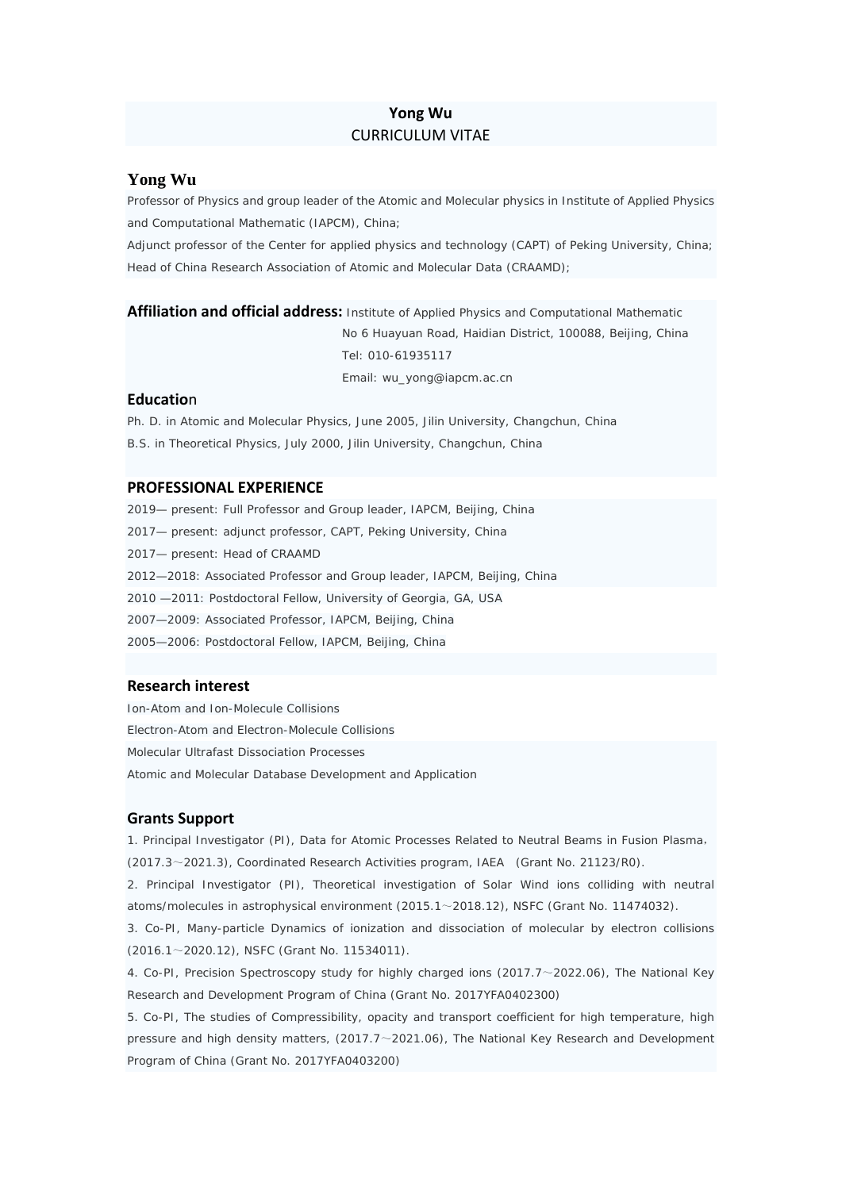# Yong Wu
CURRICULUM VITAE

## Yong Wu

Professor of Physics and group leader of the Atomic and Molecular physics in Institute of Applied Physics and Computational Mathematic (IAPCM), China;

Adjunct professor of the Center for applied physics and technology (CAPT) of Peking University, China;

Head of China Research Association of Atomic and Molecular Data (CRAAMD);

**Affiliation and official address:** Institute of Applied Physics and Computational Mathematic
No 6 Huayuan Road, Haidian District, 100088, Beijing, China
Tel: 010-61935117
Email: wu_yong@iapcm.ac.cn

## Education

Ph. D. in Atomic and Molecular Physics, June 2005, Jilin University, Changchun, China

B.S. in Theoretical Physics, July 2000, Jilin University, Changchun, China

## PROFESSIONAL EXPERIENCE

2019— present: Full Professor and Group leader, IAPCM, Beijing, China

2017— present: adjunct professor, CAPT, Peking University, China

2017— present: Head of CRAAMD

2012—2018: Associated Professor and Group leader, IAPCM, Beijing, China

2010 —2011: Postdoctoral Fellow, University of Georgia, GA, USA

2007—2009: Associated Professor, IAPCM, Beijing, China

2005—2006: Postdoctoral Fellow, IAPCM, Beijing, China

## Research interest

Ion-Atom and Ion-Molecule Collisions

Electron-Atom and Electron-Molecule Collisions

Molecular Ultrafast Dissociation Processes

Atomic and Molecular Database Development and Application

## Grants Support

1. Principal Investigator (PI), Data for Atomic Processes Related to Neutral Beams in Fusion Plasma, (2017.3～2021.3), Coordinated Research Activities program, IAEA (Grant No. 21123/R0).
2. Principal Investigator (PI), Theoretical investigation of Solar Wind ions colliding with neutral atoms/molecules in astrophysical environment (2015.1～2018.12), NSFC (Grant No. 11474032).
3. Co-PI, Many-particle Dynamics of ionization and dissociation of molecular by electron collisions (2016.1～2020.12), NSFC (Grant No. 11534011).
4. Co-PI, Precision Spectroscopy study for highly charged ions (2017.7～2022.06), The National Key Research and Development Program of China (Grant No. 2017YFA0402300)
5. Co-PI, The studies of Compressibility, opacity and transport coefficient for high temperature, high pressure and high density matters, (2017.7～2021.06), The National Key Research and Development Program of China (Grant No. 2017YFA0403200)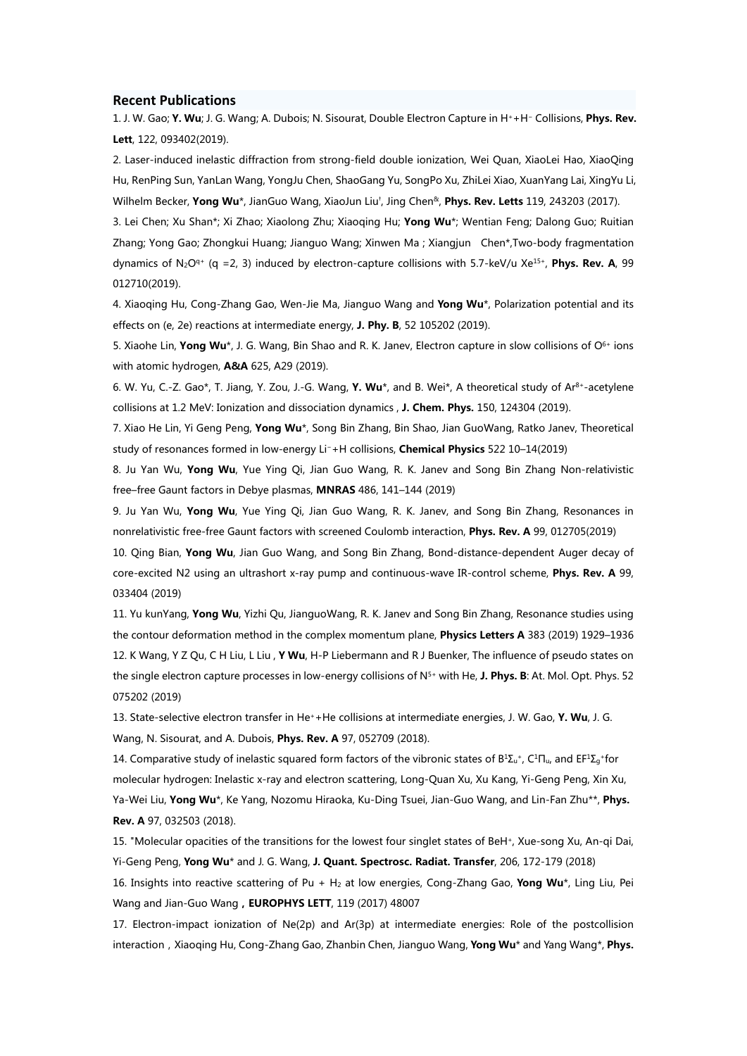## Recent Publications

1. J. W. Gao; **Y. Wu**; J. G. Wang; A. Dubois; N. Sisourat, Double Electron Capture in $H^{+}+H^{-}$ Collisions, **Phys. Rev. Lett**, 122, 093402(2019).

2. Laser-induced inelastic diffraction from strong-field double ionization, Wei Quan, XiaoLei Hao, XiaoQing Hu, RenPing Sun, YanLan Wang, YongJu Chen, ShaoGang Yu, SongPo Xu, ZhiLei Xiao, XuanYang Lai, XingYu Li, Wilhelm Becker, **Yong Wu***, JianGuo Wang, XiaoJun Liu[†], Jing Chen[&], **Phys. Rev. Letts** 119, 243203 (2017).

3. Lei Chen; Xu Shan*; Xi Zhao; Xiaolong Zhu; Xiaoqing Hu; **Yong Wu***; Wentian Feng; Dalong Guo; Ruitian Zhang; Yong Gao; Zhongkui Huang; Jianguo Wang; Xinwen Ma ; Xiangjun Chen*,Two-body fragmentation dynamics of $N_2O^{q+}$ (q =2, 3) induced by electron-capture collisions with 5.7-keV/u $Xe^{15+}$, **Phys. Rev. A**, 99 012710(2019).

4. Xiaoqing Hu, Cong-Zhang Gao, Wen-Jie Ma, Jianguo Wang and **Yong Wu***, Polarization potential and its effects on (e, 2e) reactions at intermediate energy, **J. Phy. B**, 52 105202 (2019).

5. Xiaohe Lin, **Yong Wu***, J. G. Wang, Bin Shao and R. K. Janev, Electron capture in slow collisions of $O^{6+}$ ions with atomic hydrogen, **A&A** 625, A29 (2019).

6. W. Yu, C.-Z. Gao*, T. Jiang, Y. Zou, J.-G. Wang, **Y. Wu***, and B. Wei*, A theoretical study of $Ar^{8+}$-acetylene collisions at 1.2 MeV: Ionization and dissociation dynamics , **J. Chem. Phys.** 150, 124304 (2019).

7. Xiao He Lin, Yi Geng Peng, **Yong Wu***, Song Bin Zhang, Bin Shao, Jian GuoWang, Ratko Janev, Theoretical study of resonances formed in low-energy $Li^{-}+H$ collisions, **Chemical Physics** 522 10–14(2019)

8. Ju Yan Wu, **Yong Wu**, Yue Ying Qi, Jian Guo Wang, R. K. Janev and Song Bin Zhang Non-relativistic free–free Gaunt factors in Debye plasmas, **MNRAS** 486, 141–144 (2019)

9. Ju Yan Wu, **Yong Wu**, Yue Ying Qi, Jian Guo Wang, R. K. Janev, and Song Bin Zhang, Resonances in nonrelativistic free-free Gaunt factors with screened Coulomb interaction, **Phys. Rev. A** 99, 012705(2019)

10. Qing Bian, **Yong Wu**, Jian Guo Wang, and Song Bin Zhang, Bond-distance-dependent Auger decay of core-excited N2 using an ultrashort x-ray pump and continuous-wave IR-control scheme, **Phys. Rev. A** 99, 033404 (2019)

11. Yu kunYang, **Yong Wu**, Yizhi Qu, JianguoWang, R. K. Janev and Song Bin Zhang, Resonance studies using the contour deformation method in the complex momentum plane, **Physics Letters A** 383 (2019) 1929–1936

12. K Wang, Y Z Qu, C H Liu, L Liu , **Y Wu**, H-P Liebermann and R J Buenker, The influence of pseudo states on the single electron capture processes in low-energy collisions of $N^{5+}$ with He, **J. Phys. B**: At. Mol. Opt. Phys. 52 075202 (2019)

13. State-selective electron transfer in $He^{+}+He$ collisions at intermediate energies, J. W. Gao, **Y. Wu**, J. G. Wang, N. Sisourat, and A. Dubois, **Phys. Rev. A** 97, 052709 (2018).

14. Comparative study of inelastic squared form factors of the vibronic states of $B^1\Sigma_u^+$, $C^1\Pi_u$, and $EF^1\Sigma_g^+$for molecular hydrogen: Inelastic x-ray and electron scattering, Long-Quan Xu, Xu Kang, Yi-Geng Peng, Xin Xu, Ya-Wei Liu, **Yong Wu***, Ke Yang, Nozomu Hiraoka, Ku-Ding Tsuei, Jian-Guo Wang, and Lin-Fan Zhu**, **Phys. Rev. A** 97, 032503 (2018).

15. "Molecular opacities of the transitions for the lowest four singlet states of $BeH^{+}$, Xue-song Xu, An-qi Dai, Yi-Geng Peng, **Yong Wu*** and J. G. Wang, **J. Quant. Spectrosc. Radiat. Transfer**, 206, 172-179 (2018)

16. Insights into reactive scattering of Pu + $H_2$ at low energies, Cong-Zhang Gao, **Yong Wu***, Ling Liu, Pei Wang and Jian-Guo Wang **, EUROPHYS LETT**, 119 (2017) 48007

17. Electron-impact ionization of Ne(2p) and Ar(3p) at intermediate energies: Role of the postcollision interaction , Xiaoqing Hu, Cong-Zhang Gao, Zhanbin Chen, Jianguo Wang, **Yong Wu*** and Yang Wang*, **Phys.**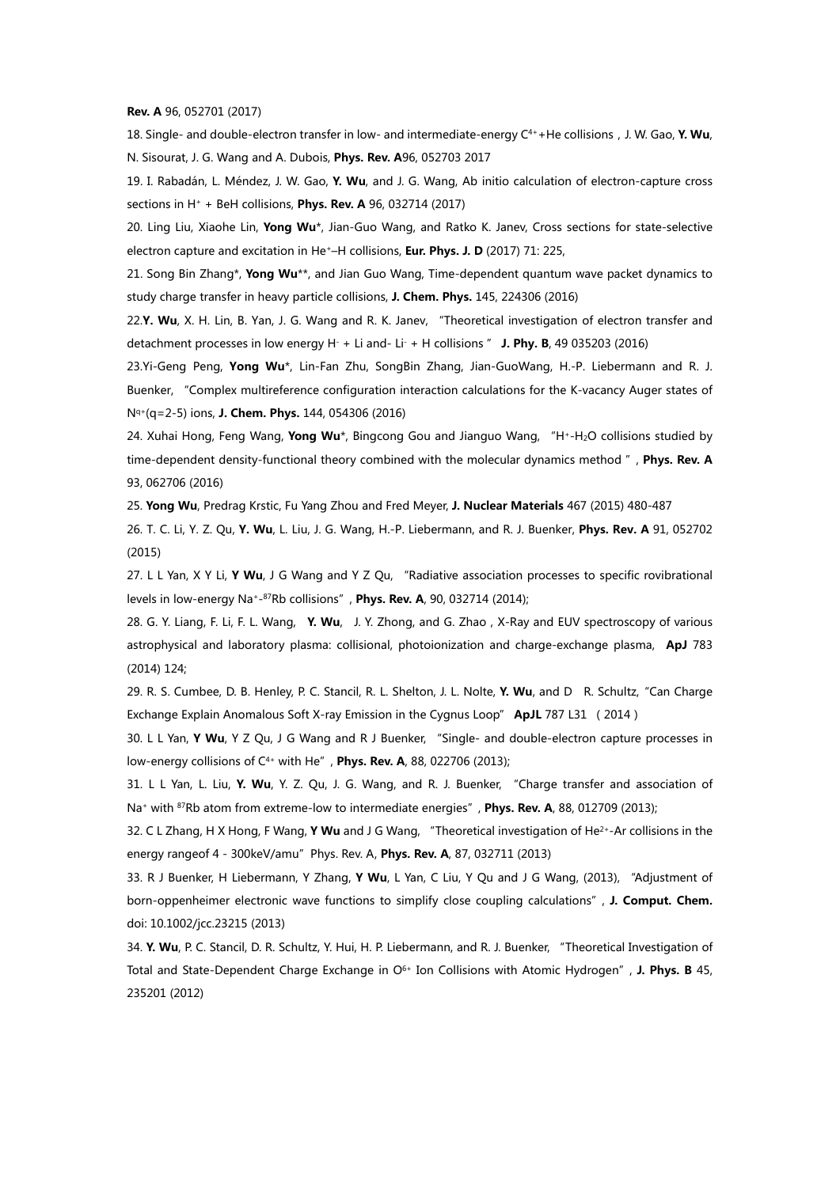**Rev. A** 96, 052701 (2017)

18. Single- and double-electron transfer in low- and intermediate-energy $C^{4+}$+He collisions , J. W. Gao, **Y. Wu**, N. Sisourat, J. G. Wang and A. Dubois, **Phys. Rev. A**96, 052703 2017

19. I. Rabadán, L. Méndez, J. W. Gao, **Y. Wu**, and J. G. Wang, Ab initio calculation of electron-capture cross sections in $H^+$ + BeH collisions, **Phys. Rev. A** 96, 032714 (2017)

20. Ling Liu, Xiaohe Lin, **Yong Wu**\*, Jian-Guo Wang, and Ratko K. Janev, Cross sections for state-selective electron capture and excitation in $He^+$–H collisions, **Eur. Phys. J. D** (2017) 71: 225,

21. Song Bin Zhang\*, **Yong Wu**\*\*, and Jian Guo Wang, Time-dependent quantum wave packet dynamics to study charge transfer in heavy particle collisions, **J. Chem. Phys.** 145, 224306 (2016)

22.**Y. Wu**, X. H. Lin, B. Yan, J. G. Wang and R. K. Janev, "Theoretical investigation of electron transfer and detachment processes in low energy $H^-$ + Li and- $Li^-$ + H collisions " **J. Phy. B**, 49 035203 (2016)

23.Yi-Geng Peng, **Yong Wu**\*, Lin-Fan Zhu, SongBin Zhang, Jian-GuoWang, H.-P. Liebermann and R. J. Buenker, "Complex multireference configuration interaction calculations for the K-vacancy Auger states of $N^{q+}$(q=2-5) ions, **J. Chem. Phys.** 144, 054306 (2016)

24. Xuhai Hong, Feng Wang, **Yong Wu**\*, Bingcong Gou and Jianguo Wang, "$H^+$-$H_2O$ collisions studied by time-dependent density-functional theory combined with the molecular dynamics method ", **Phys. Rev. A** 93, 062706 (2016)

25. **Yong Wu**, Predrag Krstic, Fu Yang Zhou and Fred Meyer, **J. Nuclear Materials** 467 (2015) 480-487

26. T. C. Li, Y. Z. Qu, **Y. Wu**, L. Liu, J. G. Wang, H.-P. Liebermann, and R. J. Buenker, **Phys. Rev. A** 91, 052702 (2015)

27. L L Yan, X Y Li, **Y Wu**, J G Wang and Y Z Qu, "Radiative association processes to specific rovibrational levels in low-energy $Na^+$-$^{87}Rb$ collisions", **Phys. Rev. A**, 90, 032714 (2014);

28. G. Y. Liang, F. Li, F. L. Wang, **Y. Wu**, J. Y. Zhong, and G. Zhao , X-Ray and EUV spectroscopy of various astrophysical and laboratory plasma: collisional, photoionization and charge-exchange plasma, **ApJ** 783 (2014) 124;

29. R. S. Cumbee, D. B. Henley, P. C. Stancil, R. L. Shelton, J. L. Nolte, **Y. Wu**, and D R. Schultz, "Can Charge Exchange Explain Anomalous Soft X-ray Emission in the Cygnus Loop" **ApJL** 787 L31 ( 2014 )

30. L L Yan, **Y Wu**, Y Z Qu, J G Wang and R J Buenker, "Single- and double-electron capture processes in low-energy collisions of $C^{4+}$ with He", **Phys. Rev. A**, 88, 022706 (2013);

31. L L Yan, L. Liu, **Y. Wu**, Y. Z. Qu, J. G. Wang, and R. J. Buenker, "Charge transfer and association of $Na^+$ with $^{87}Rb$ atom from extreme-low to intermediate energies", **Phys. Rev. A**, 88, 012709 (2013);

32. C L Zhang, H X Hong, F Wang, **Y Wu** and J G Wang, "Theoretical investigation of $He^{2+}$-Ar collisions in the energy rangeof 4 - 300keV/amu" Phys. Rev. A, **Phys. Rev. A**, 87, 032711 (2013)

33. R J Buenker, H Liebermann, Y Zhang, **Y Wu**, L Yan, C Liu, Y Qu and J G Wang, (2013), "Adjustment of born-oppenheimer electronic wave functions to simplify close coupling calculations", **J. Comput. Chem.** doi: 10.1002/jcc.23215 (2013)

34. **Y. Wu**, P. C. Stancil, D. R. Schultz, Y. Hui, H. P. Liebermann, and R. J. Buenker, "Theoretical Investigation of Total and State-Dependent Charge Exchange in $O^{6+}$ Ion Collisions with Atomic Hydrogen", **J. Phys. B** 45, 235201 (2012)